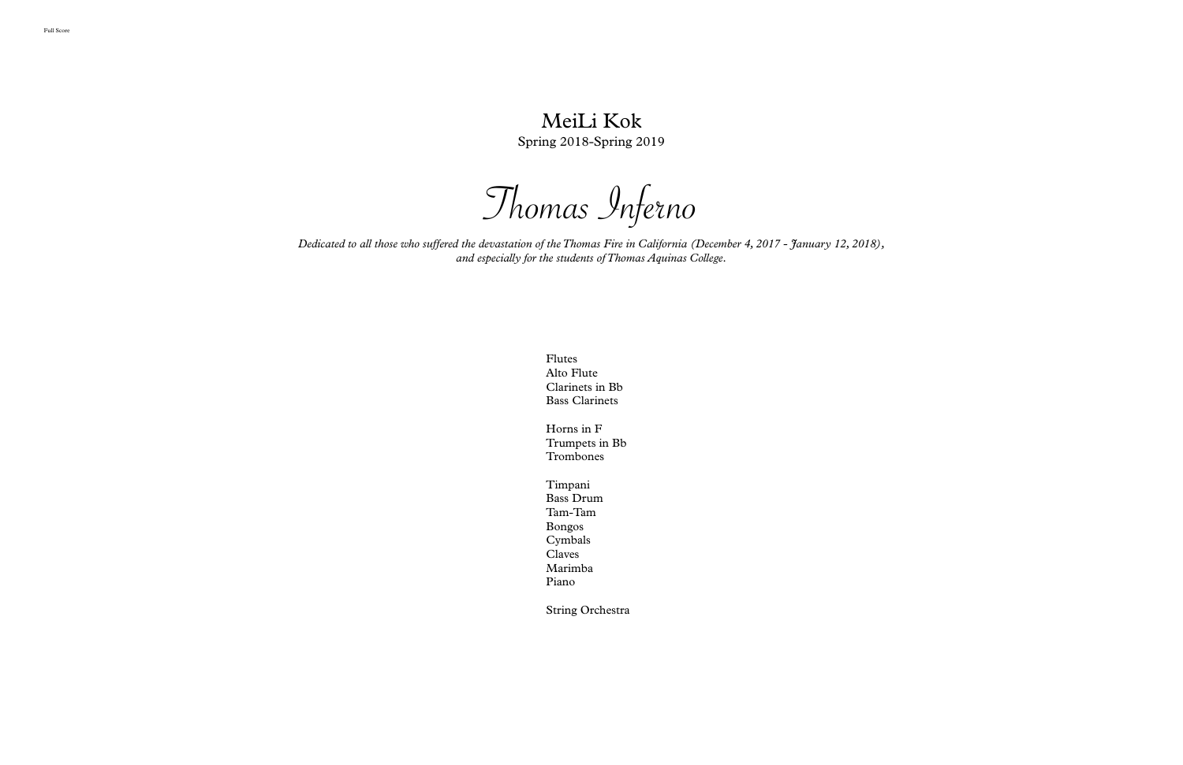Full Score

MeiLi Kok

Spring 2018-Spring 2019

# Thomas Inferno

*Dedicated to all those who suffered the devastation of the Thomas Fire in California (December 4, 2017 - January 12, 2018), and especially for the students of Thomas Aquinas College.*

Flutes
Alto Flute
Clarinets in Bb
Bass Clarinets

Horns in F
Trumpets in Bb
Trombones

Timpani
Bass Drum
Tam-Tam
Bongos
Cymbals
Claves
Marimba
Piano

String Orchestra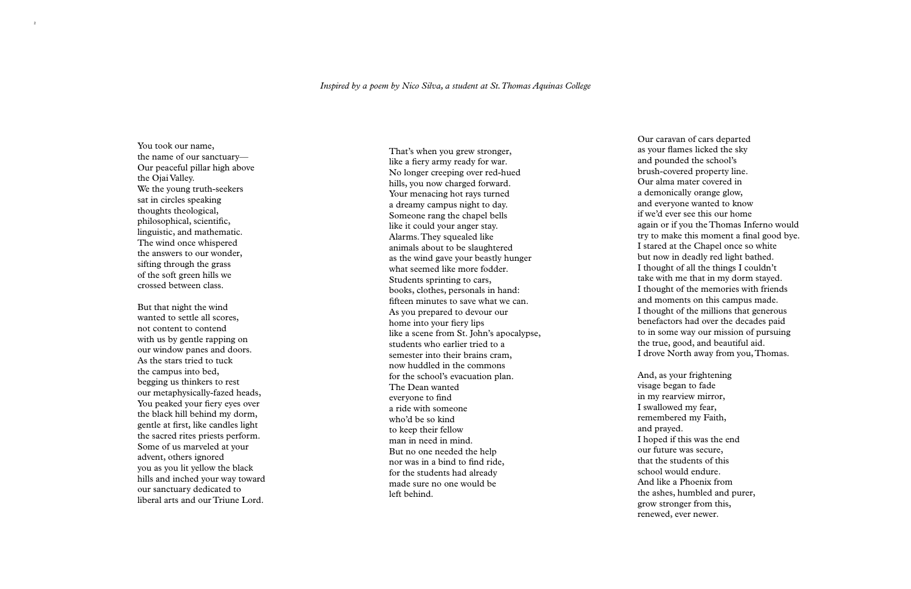*Inspired by a poem by Nico Silva, a student at St. Thomas Aquinas College*

You took our name,
the name of our sanctuary—
Our peaceful pillar high above
the Ojai Valley.
We the young truth-seekers
sat in circles speaking
thoughts theological,
philosophical, scientific,
linguistic, and mathematic.
The wind once whispered
the answers to our wonder,
sifting through the grass
of the soft green hills we
crossed between class.

But that night the wind
wanted to settle all scores,
not content to contend
with us by gentle rapping on
our window panes and doors.
As the stars tried to tuck
the campus into bed,
begging us thinkers to rest
our metaphysically-fazed heads,
You peaked your fiery eyes over
the black hill behind my dorm,
gentle at first, like candles light
the sacred rites priests perform.
Some of us marveled at your
advent, others ignored
you as you lit yellow the black
hills and inched your way toward
our sanctuary dedicated to
liberal arts and our Triune Lord.

That's when you grew stronger,
like a fiery army ready for war.
No longer creeping over red-hued
hills, you now charged forward.
Your menacing hot rays turned
a dreamy campus night to day.
Someone rang the chapel bells
like it could your anger stay.
Alarms. They squealed like
animals about to be slaughtered
as the wind gave your beastly hunger
what seemed like more fodder.
Students sprinting to cars,
books, clothes, personals in hand:
fifteen minutes to save what we can.
As you prepared to devour our
home into your fiery lips
like a scene from St. John's apocalypse,
students who earlier tried to a
semester into their brains cram,
now huddled in the commons
for the school's evacuation plan.
The Dean wanted
everyone to find
a ride with someone
who'd be so kind
to keep their fellow
man in need in mind.
But no one needed the help
nor was in a bind to find ride,
for the students had already
made sure no one would be
left behind.

Our caravan of cars departed
as your flames licked the sky
and pounded the school's
brush-covered property line.
Our alma mater covered in
a demonically orange glow,
and everyone wanted to know
if we'd ever see this our home
again or if you the Thomas Inferno would
try to make this moment a final good bye.
I stared at the Chapel once so white
but now in deadly red light bathed.
I thought of all the things I couldn't
take with me that in my dorm stayed.
I thought of the memories with friends
and moments on this campus made.
I thought of the millions that generous
benefactors had over the decades paid
to in some way our mission of pursuing
the true, good, and beautiful aid.
I drove North away from you, Thomas.

And, as your frightening
visage began to fade
in my rearview mirror,
I swallowed my fear,
remembered my Faith,
and prayed.
I hoped if this was the end
our future was secure,
that the students of this
school would endure.
And like a Phoenix from
the ashes, humbled and purer,
grow stronger from this,
renewed, ever newer.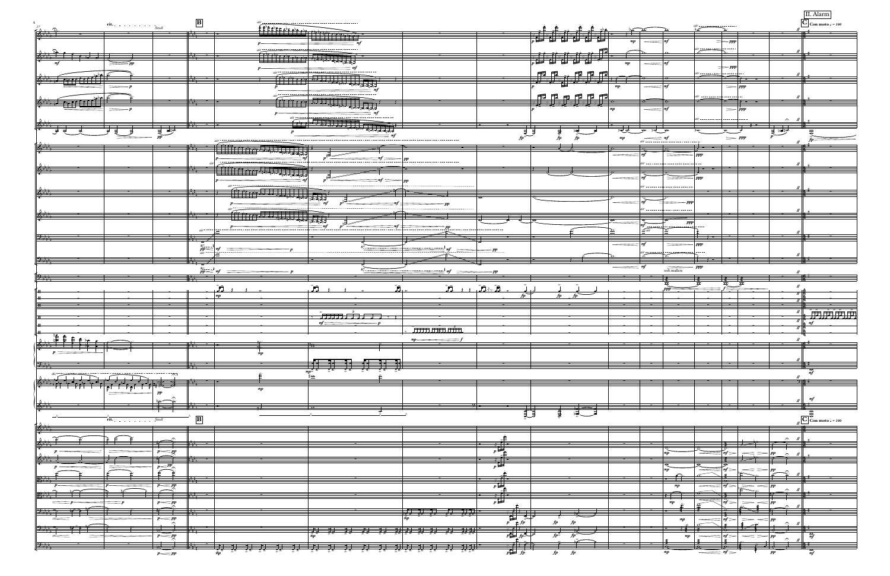## II. Alarm

**C** Con moto ♩ = 100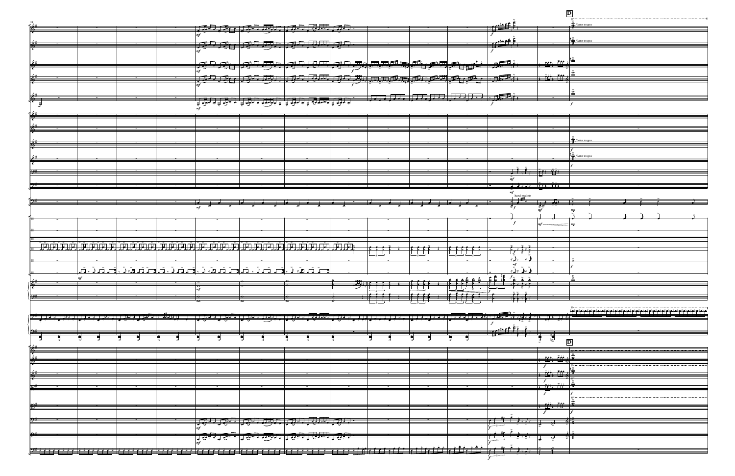D

14

flutter tongue

flutter tongue

flutter tongue

flutter tongue

hard mallets

D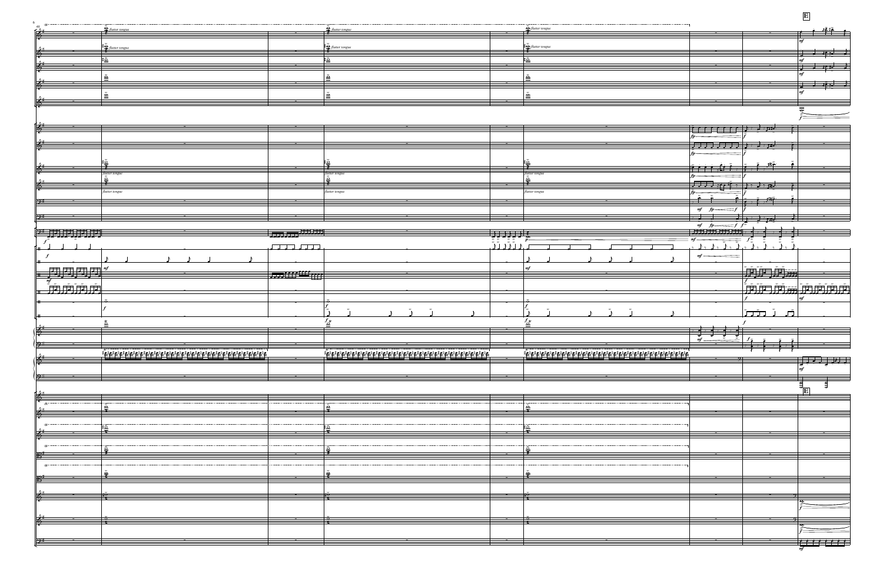E

flutter tongue

E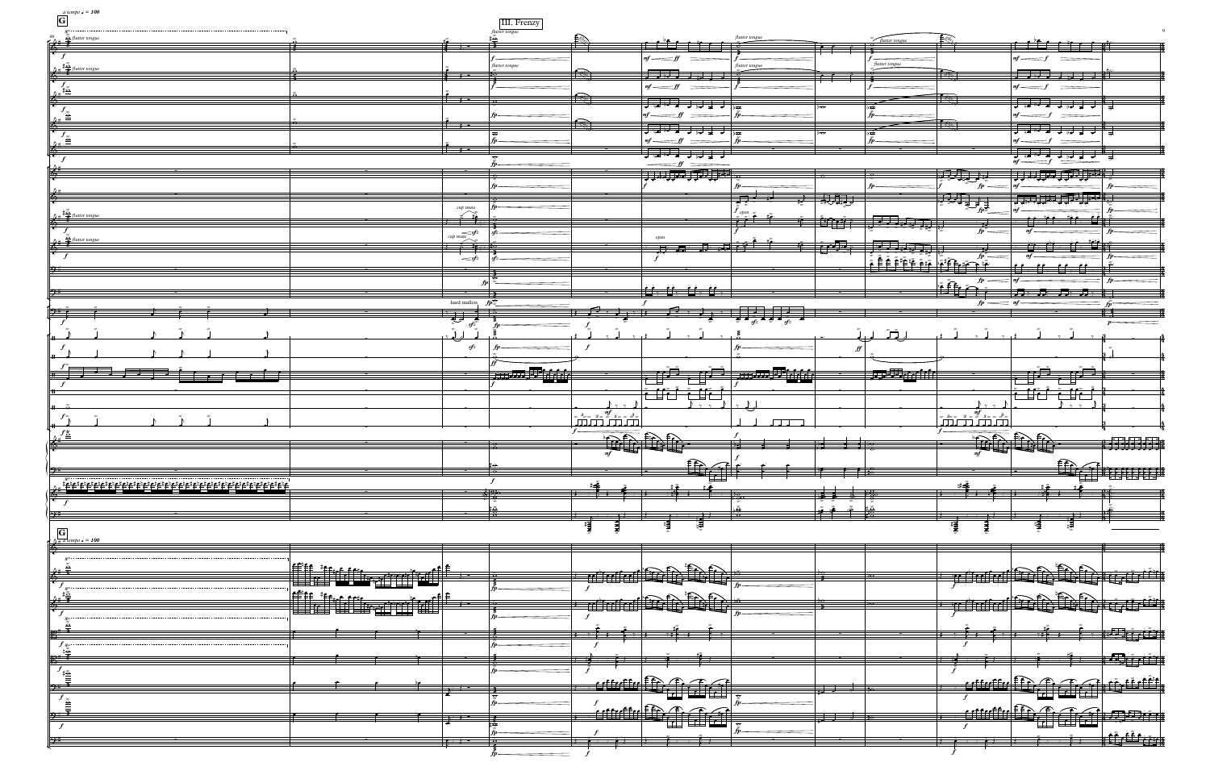a tempo ♩ = 100

G

# III. Frenzy

flutter tongue

hard mallets

cup mute

open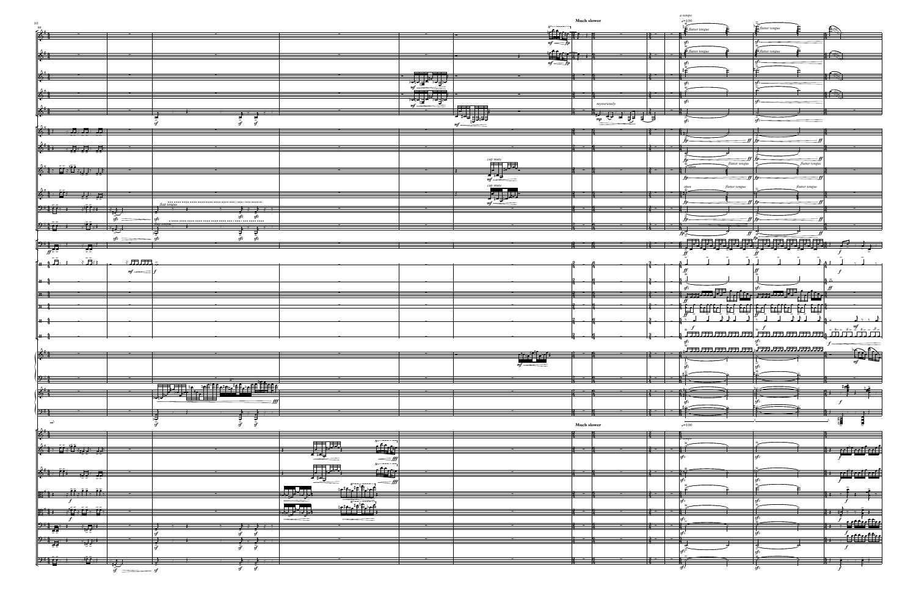Much slower

*a tempo*

♩=100

*flutter tongue*

*mysteriously*

*cup mute*

*open*

*flap tongue*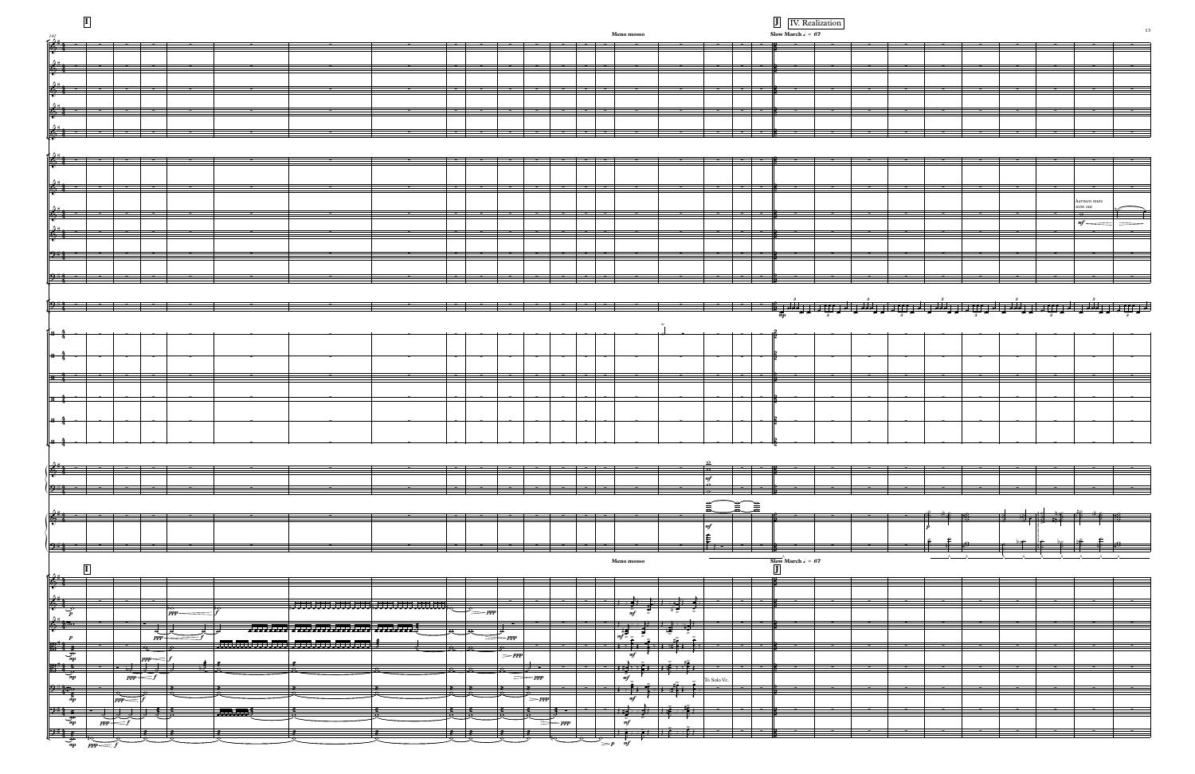I

Meno mosso

J IV. Realization

Slow March ♩ = 67

harmon mute stem out

mf

mp

mf

mf

p

To Solo Vc.

p

ppp

f

ppp

mp

mf

I

Meno mosso

Slow March ♩ = 67

J